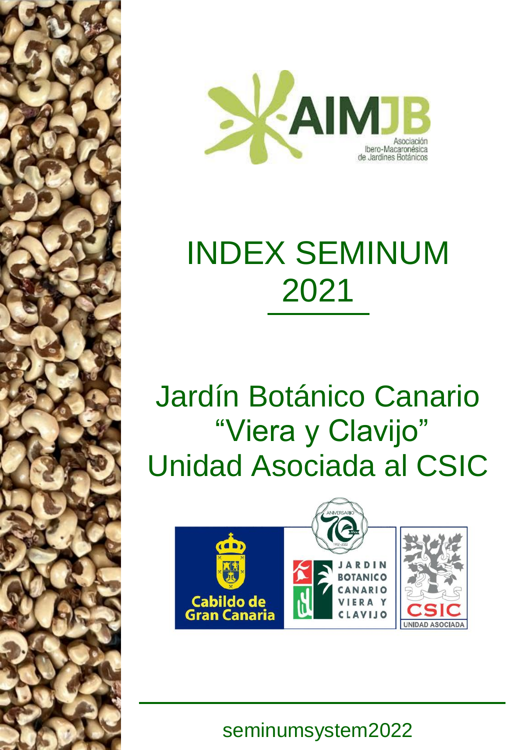AIMJB

Asociación Ibero-Macaronésica de Jardines Botánicos

# INDEX SEMINUM 2021

## Jardín Botánico Canario "Viera y Clavijo" Unidad Asociada al CSIC

Cabildo de Gran Canaria

Aniversario 70 años 1952–2022

Jardín Botánico Canario Viera y Clavijo

CSIC Unidad Asociada

seminumsystem2022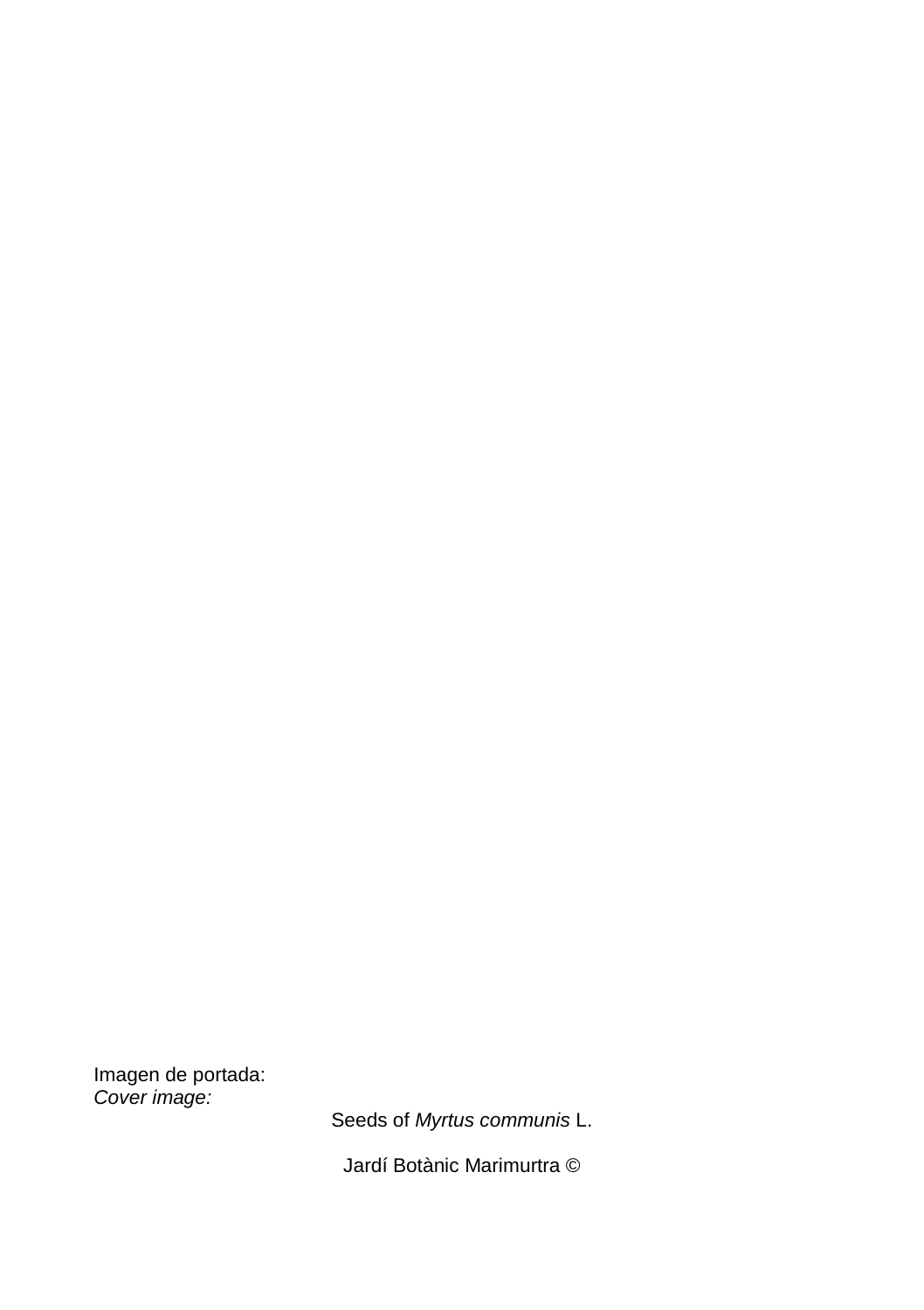Imagen de portada:
*Cover image:*

Seeds of *Myrtus communis* L.

Jardí Botànic Marimurtra ©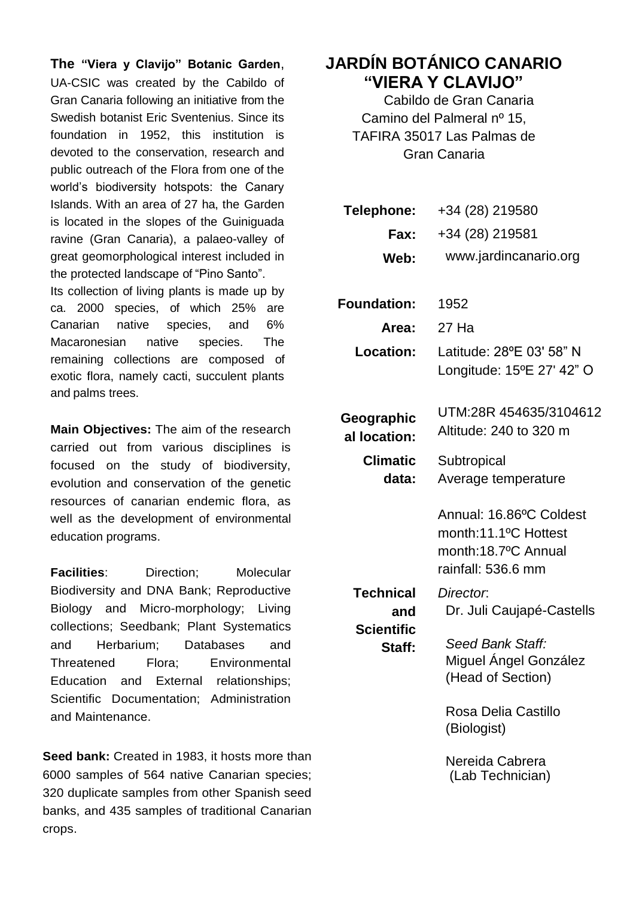# JARDÍN BOTÁNICO CANARIO "VIERA Y CLAVIJO"

Cabildo de Gran Canaria
Camino del Palmeral nº 15,
TAFIRA 35017 Las Palmas de Gran Canaria

**The "Viera y Clavijo" Botanic Garden**, UA-CSIC was created by the Cabildo of Gran Canaria following an initiative from the Swedish botanist Eric Sventenius. Since its foundation in 1952, this institution is devoted to the conservation, research and public outreach of the Flora from one of the world's biodiversity hotspots: the Canary Islands. With an area of 27 ha, the Garden is located in the slopes of the Guiniguada ravine (Gran Canaria), a palaeo-valley of great geomorphological interest included in the protected landscape of "Pino Santo".

Its collection of living plants is made up by ca. 2000 species, of which 25% are Canarian native species, and 6% Macaronesian native species. The remaining collections are composed of exotic flora, namely cacti, succulent plants and palms trees.

**Main Objectives:** The aim of the research carried out from various disciplines is focused on the study of biodiversity, evolution and conservation of the genetic resources of canarian endemic flora, as well as the development of environmental education programs.

**Facilities**: Direction; Molecular Biodiversity and DNA Bank; Reproductive Biology and Micro-morphology; Living collections; Seedbank; Plant Systematics and Herbarium; Databases and Threatened Flora; Environmental Education and External relationships; Scientific Documentation; Administration and Maintenance.

**Seed bank:** Created in 1983, it hosts more than 6000 samples of 564 native Canarian species; 320 duplicate samples from other Spanish seed banks, and 435 samples of traditional Canarian crops.

**Telephone:** +34 (28) 219580
**Fax:** +34 (28) 219581
**Web:** www.jardincanario.org

**Foundation:** 1952
**Area:** 27 Ha
**Location:** Latitude: 28ºE 03' 58" N
Longitude: 15ºE 27' 42" O

**Geographical location:** UTM:28R 454635/3104612
Altitude: 240 to 320 m

**Climatic data:** Subtropical
Average temperature

Annual: 16.86ºC Coldest month:11.1ºC Hottest month:18.7ºC Annual rainfall: 536.6 mm

**Technical and Scientific Staff:**

*Director*:
Dr. Juli Caujapé-Castells

*Seed Bank Staff:*
Miguel Ángel González (Head of Section)

Rosa Delia Castillo (Biologist)

Nereida Cabrera (Lab Technician)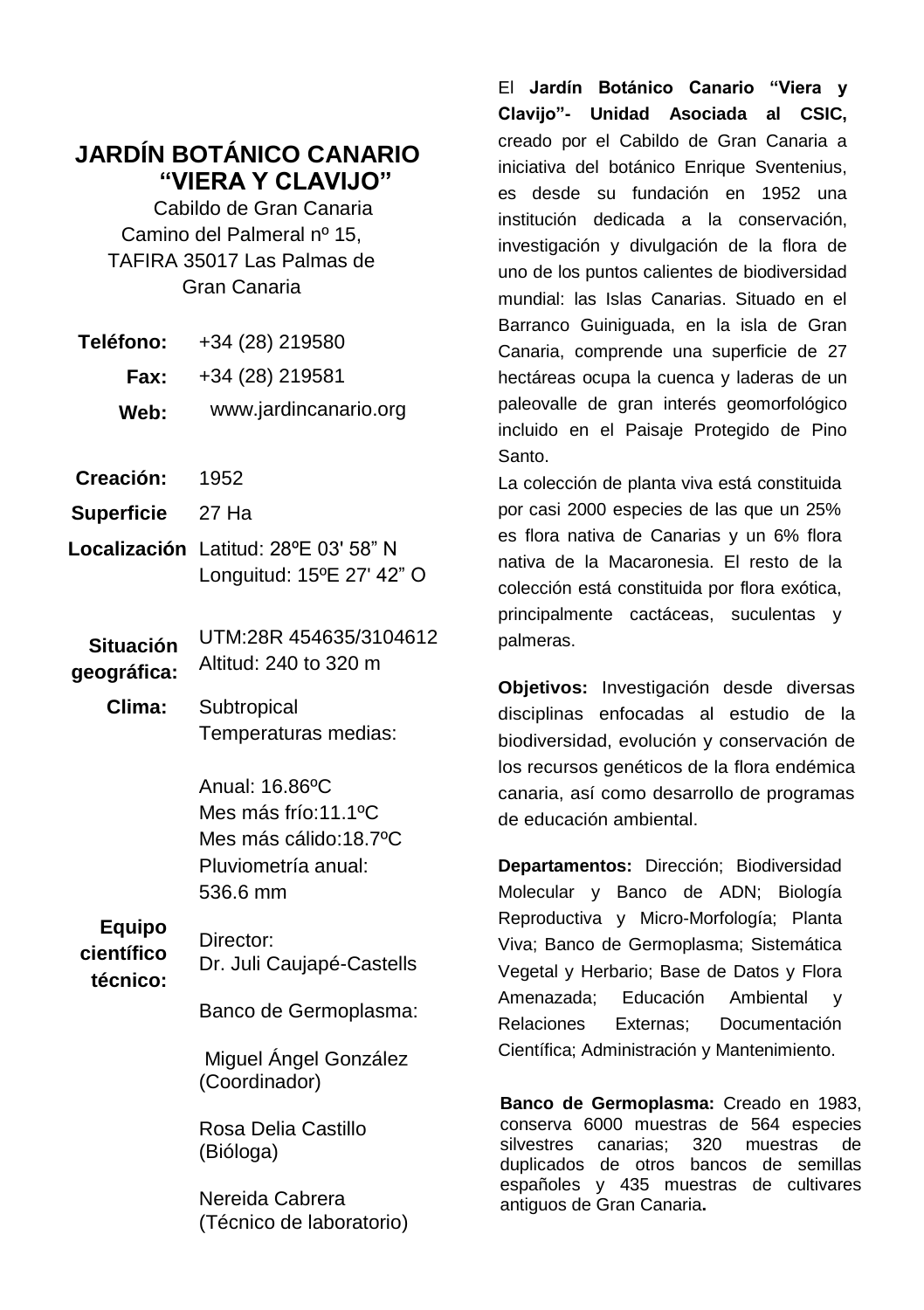# JARDÍN BOTÁNICO CANARIO “VIERA Y CLAVIJO”

Cabildo de Gran Canaria
Camino del Palmeral nº 15,
TAFIRA 35017 Las Palmas de Gran Canaria

| | |
|---|---|
| **Teléfono:** | +34 (28) 219580 |
| **Fax:** | +34 (28) 219581 |
| **Web:** | www.jardincanario.org |
| **Creación:** | 1952 |
| **Superficie** | 27 Ha |
| **Localización** | Latitud: 28ºE 03' 58” N<br>Longuitud: 15ºE 27' 42” O |
| **Situación geográfica:** | UTM:28R 454635/3104612<br>Altitud: 240 to 320 m |
| **Clima:** | Subtropical<br>Temperaturas medias:<br><br>Anual: 16.86ºC<br>Mes más frío:11.1ºC<br>Mes más cálido:18.7ºC<br>Pluviometría anual:<br>536.6 mm |
| **Equipo científico técnico:** | Director:<br>Dr. Juli Caujapé-Castells<br><br>Banco de Germoplasma:<br><br>Miguel Ángel González (Coordinador)<br><br>Rosa Delia Castillo (Bióloga)<br><br>Nereida Cabrera (Técnico de laboratorio) |

El **Jardín Botánico Canario “Viera y Clavijo”- Unidad Asociada al CSIC,** creado por el Cabildo de Gran Canaria a iniciativa del botánico Enrique Sventenius, es desde su fundación en 1952 una institución dedicada a la conservación, investigación y divulgación de la flora de uno de los puntos calientes de biodiversidad mundial: las Islas Canarias. Situado en el Barranco Guiniguada, en la isla de Gran Canaria, comprende una superficie de 27 hectáreas ocupa la cuenca y laderas de un paleovalle de gran interés geomorfológico incluido en el Paisaje Protegido de Pino Santo.

La colección de planta viva está constituida por casi 2000 especies de las que un 25% es flora nativa de Canarias y un 6% flora nativa de la Macaronesia. El resto de la colección está constituida por flora exótica, principalmente cactáceas, suculentas y palmeras.

**Objetivos:** Investigación desde diversas disciplinas enfocadas al estudio de la biodiversidad, evolución y conservación de los recursos genéticos de la flora endémica canaria, así como desarrollo de programas de educación ambiental.

**Departamentos:** Dirección; Biodiversidad Molecular y Banco de ADN; Biología Reproductiva y Micro-Morfología; Planta Viva; Banco de Germoplasma; Sistemática Vegetal y Herbario; Base de Datos y Flora Amenazada; Educación Ambiental y Relaciones Externas; Documentación Científica; Administración y Mantenimiento.

**Banco de Germoplasma:** Creado en 1983, conserva 6000 muestras de 564 especies silvestres canarias; 320 muestras de duplicados de otros bancos de semillas españoles y 435 muestras de cultivares antiguos de Gran Canaria**.**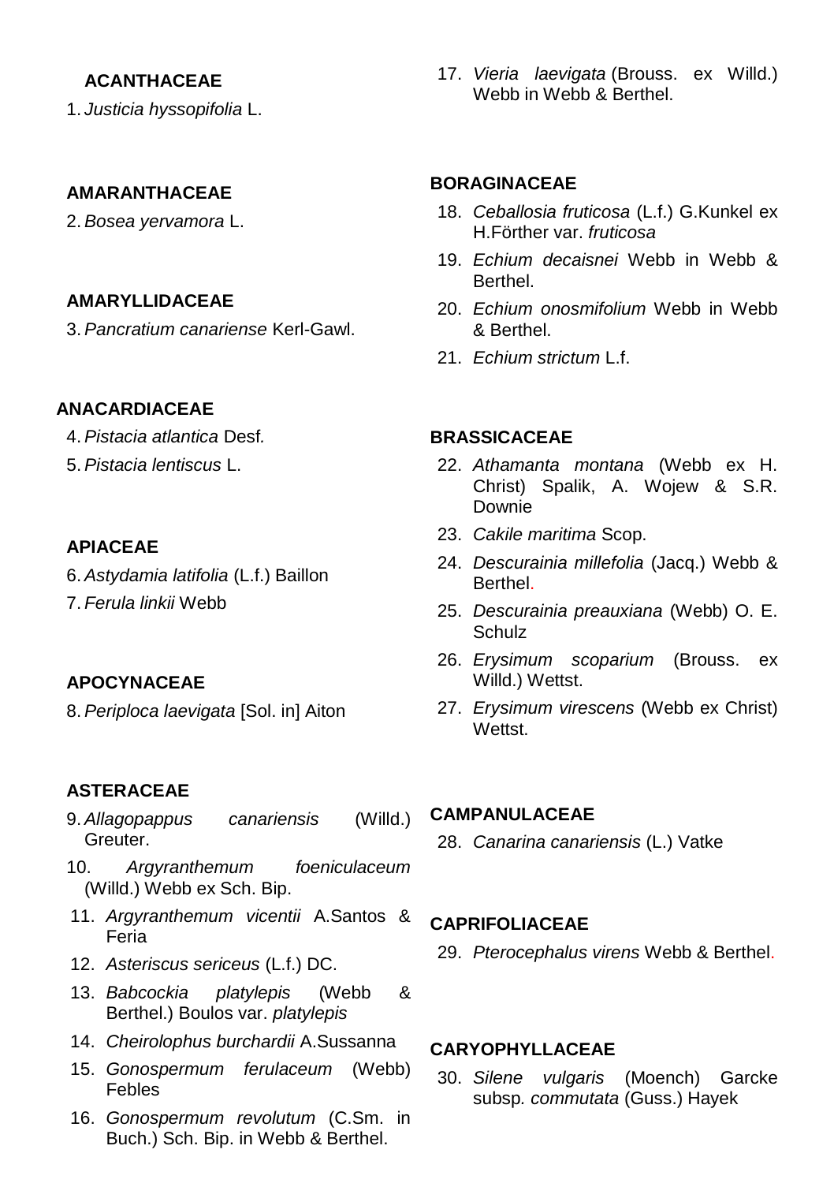**ACANTHACEAE**

1. *Justicia hyssopifolia* L.

**AMARANTHACEAE**

2. *Bosea yervamora* L.

**AMARYLLIDACEAE**

3. *Pancratium canariense* Kerl-Gawl.

**ANACARDIACEAE**

4. *Pistacia atlantica* Desf.
5. *Pistacia lentiscus* L.

**APIACEAE**

6. *Astydamia latifolia* (L.f.) Baillon
7. *Ferula linkii* Webb

**APOCYNACEAE**

8. *Periploca laevigata* [Sol. in] Aiton

**ASTERACEAE**

9. *Allagopappus canariensis* (Willd.) Greuter.
10. *Argyranthemum foeniculaceum* (Willd.) Webb ex Sch. Bip.
11. *Argyranthemum vicentii* A.Santos & Feria
12. *Asteriscus sericeus* (L.f.) DC.
13. *Babcockia platylepis* (Webb & Berthel.) Boulos var. *platylepis*
14. *Cheirolophus burchardii* A.Sussanna
15. *Gonospermum ferulaceum* (Webb) Febles
16. *Gonospermum revolutum* (C.Sm. in Buch.) Sch. Bip. in Webb & Berthel.
17. *Vieria laevigata* (Brouss. ex Willd.) Webb in Webb & Berthel.

**BORAGINACEAE**

18. *Ceballosia fruticosa* (L.f.) G.Kunkel ex H.Förther var. *fruticosa*
19. *Echium decaisnei* Webb in Webb & Berthel.
20. *Echium onosmifolium* Webb in Webb & Berthel.
21. *Echium strictum* L.f.

**BRASSICACEAE**

22. *Athamanta montana* (Webb ex H. Christ) Spalik, A. Wojew & S.R. Downie
23. *Cakile maritima* Scop.
24. *Descurainia millefolia* (Jacq.) Webb & Berthel.
25. *Descurainia preauxiana* (Webb) O. E. Schulz
26. *Erysimum scoparium* (Brouss. ex Willd.) Wettst.
27. *Erysimum virescens* (Webb ex Christ) Wettst.

**CAMPANULACEAE**

28. *Canarina canariensis* (L.) Vatke

**CAPRIFOLIACEAE**

29. *Pterocephalus virens* Webb & Berthel.

**CARYOPHYLLACEAE**

30. *Silene vulgaris* (Moench) Garcke subsp. *commutata* (Guss.) Hayek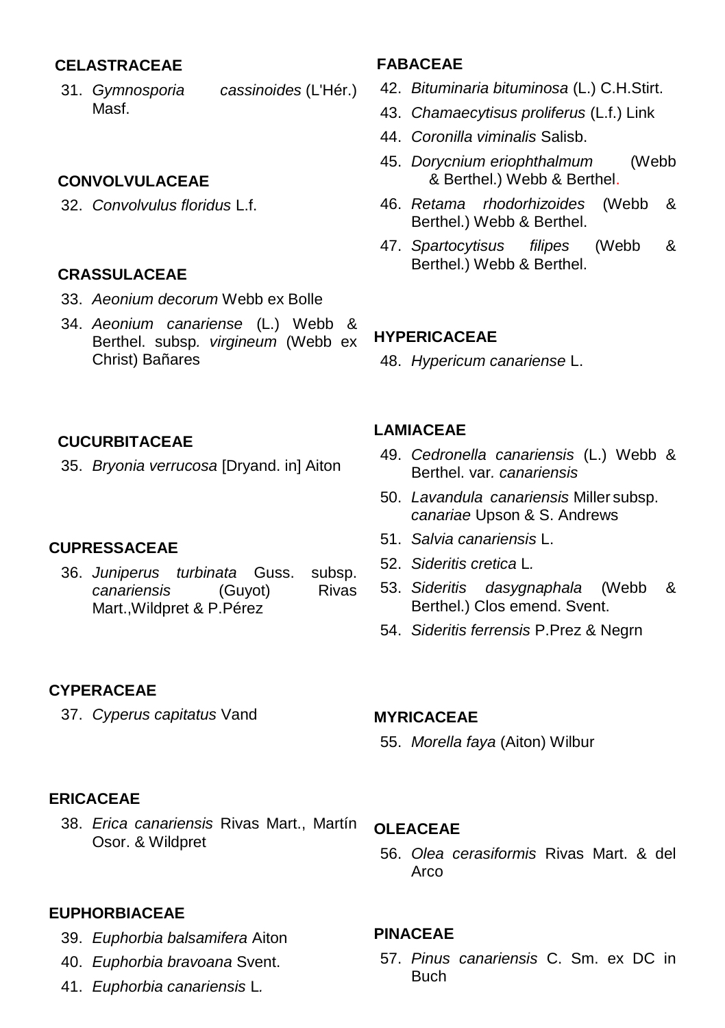**CELASTRACEAE**

31. *Gymnosporia cassinoides* (L'Hér.) Masf.

**CONVOLVULACEAE**

32. *Convolvulus floridus* L.f.

**CRASSULACEAE**

33. *Aeonium decorum* Webb ex Bolle
34. *Aeonium canariense* (L.) Webb & Berthel. subsp. *virgineum* (Webb ex Christ) Bañares

**CUCURBITACEAE**

35. *Bryonia verrucosa* [Dryand. in] Aiton

**CUPRESSACEAE**

36. *Juniperus turbinata* Guss. subsp. *canariensis* (Guyot) Rivas Mart.,Wildpret & P.Pérez

**CYPERACEAE**

37. *Cyperus capitatus* Vand

**ERICACEAE**

38. *Erica canariensis* Rivas Mart., Martín Osor. & Wildpret

**EUPHORBIACEAE**

39. *Euphorbia balsamifera* Aiton
40. *Euphorbia bravoana* Svent.
41. *Euphorbia canariensis* L.

**FABACEAE**

42. *Bituminaria bituminosa* (L.) C.H.Stirt.
43. *Chamaecytisus proliferus* (L.f.) Link
44. *Coronilla viminalis* Salisb.
45. *Dorycnium eriophthalmum* (Webb & Berthel.) Webb & Berthel.
46. *Retama rhodorhizoides* (Webb & Berthel.) Webb & Berthel.
47. *Spartocytisus filipes* (Webb & Berthel.) Webb & Berthel.

**HYPERICACEAE**

48. *Hypericum canariense* L.

**LAMIACEAE**

49. *Cedronella canariensis* (L.) Webb & Berthel. var. *canariensis*
50. *Lavandula canariensis* Miller subsp. *canariae* Upson & S. Andrews
51. *Salvia canariensis* L.
52. *Sideritis cretica* L.
53. *Sideritis dasygnaphala* (Webb & Berthel.) Clos emend. Svent.
54. *Sideritis ferrensis* P.Prez & Negrn

**MYRICACEAE**

55. *Morella faya* (Aiton) Wilbur

**OLEACEAE**

56. *Olea cerasiformis* Rivas Mart. & del Arco

**PINACEAE**

57. *Pinus canariensis* C. Sm. ex DC in Buch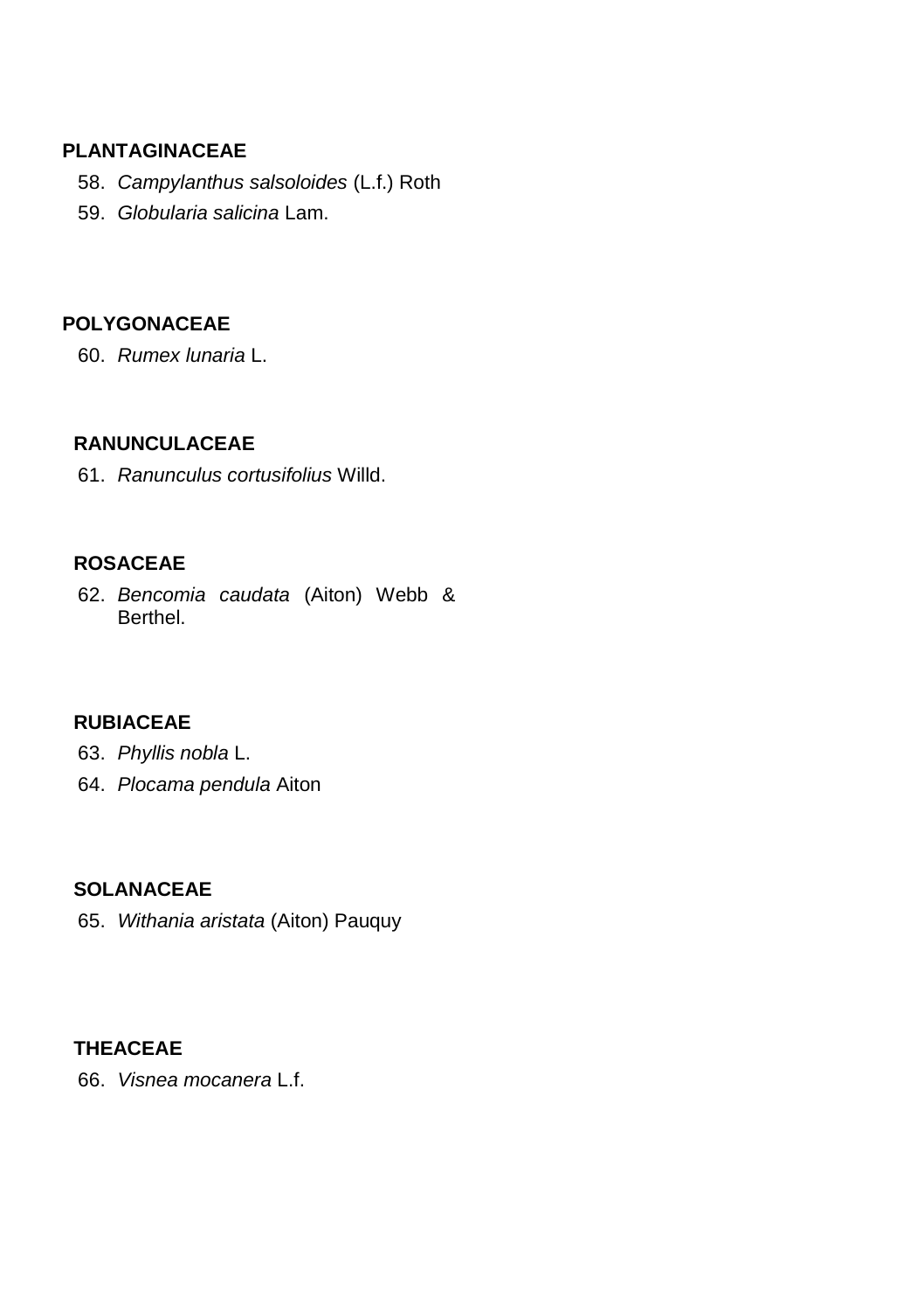**PLANTAGINACEAE**

58. *Campylanthus salsoloides* (L.f.) Roth
59. *Globularia salicina* Lam.

**POLYGONACEAE**

60. *Rumex lunaria* L.

**RANUNCULACEAE**

61. *Ranunculus cortusifolius* Willd.

**ROSACEAE**

62. *Bencomia caudata* (Aiton) Webb & Berthel.

**RUBIACEAE**

63. *Phyllis nobla* L.
64. *Plocama pendula* Aiton

**SOLANACEAE**

65. *Withania aristata* (Aiton) Pauquy

**THEACEAE**

66. *Visnea mocanera* L.f.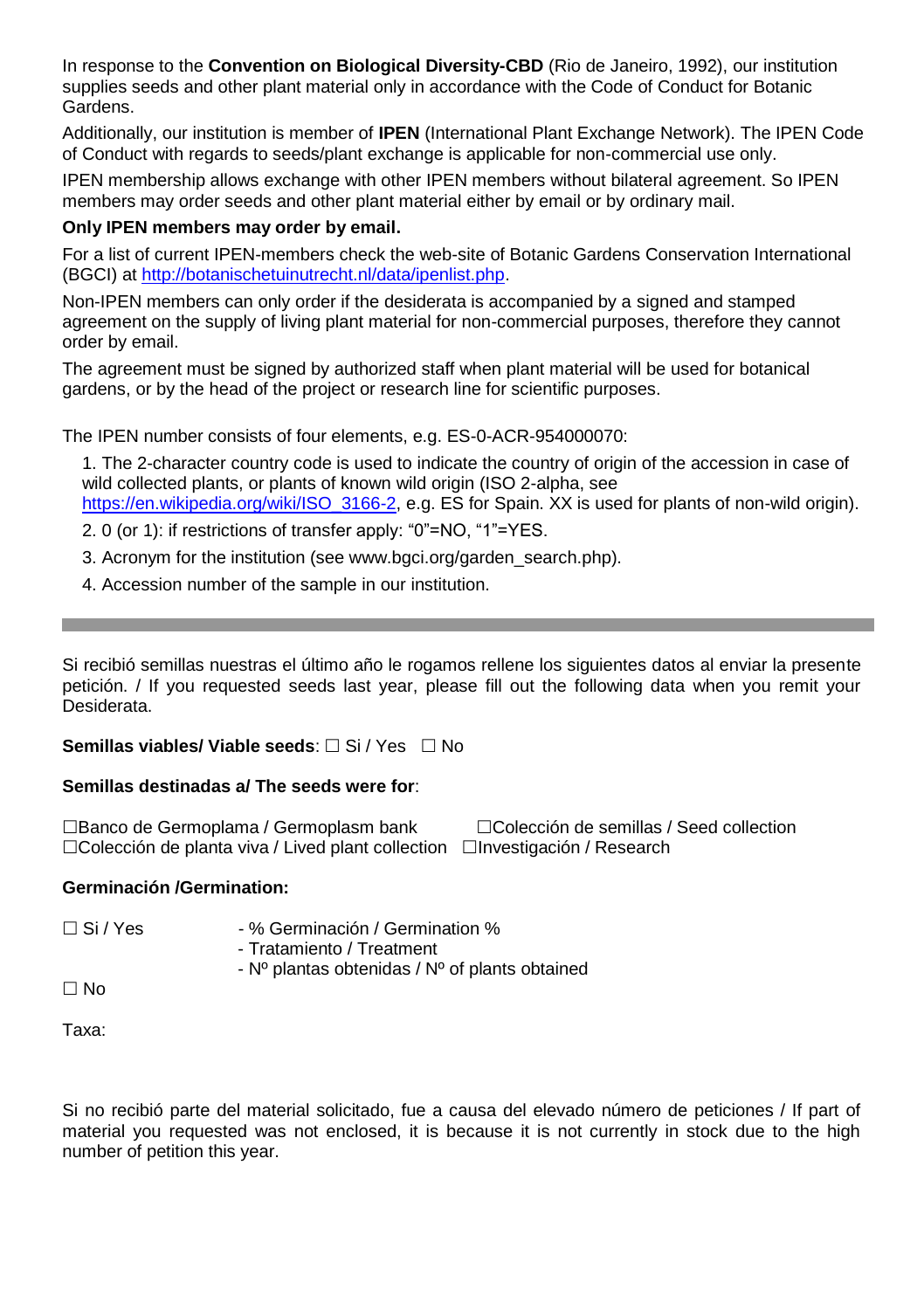In response to the **Convention on Biological Diversity-CBD** (Rio de Janeiro, 1992), our institution supplies seeds and other plant material only in accordance with the Code of Conduct for Botanic Gardens.

Additionally, our institution is member of **IPEN** (International Plant Exchange Network). The IPEN Code of Conduct with regards to seeds/plant exchange is applicable for non-commercial use only.

IPEN membership allows exchange with other IPEN members without bilateral agreement. So IPEN members may order seeds and other plant material either by email or by ordinary mail.

**Only IPEN members may order by email.**

For a list of current IPEN-members check the web-site of Botanic Gardens Conservation International (BGCI) at http://botanischetuinutrecht.nl/data/ipenlist.php.

Non-IPEN members can only order if the desiderata is accompanied by a signed and stamped agreement on the supply of living plant material for non-commercial purposes, therefore they cannot order by email.

The agreement must be signed by authorized staff when plant material will be used for botanical gardens, or by the head of the project or research line for scientific purposes.

The IPEN number consists of four elements, e.g. ES-0-ACR-954000070:

1. The 2-character country code is used to indicate the country of origin of the accession in case of wild collected plants, or plants of known wild origin (ISO 2-alpha, see https://en.wikipedia.org/wiki/ISO_3166-2, e.g. ES for Spain. XX is used for plants of non-wild origin).
2. 0 (or 1): if restrictions of transfer apply: “0”=NO, “1”=YES.
3. Acronym for the institution (see www.bgci.org/garden_search.php).
4. Accession number of the sample in our institution.

---

Si recibió semillas nuestras el último año le rogamos rellene los siguientes datos al enviar la presente petición. / If you requested seeds last year, please fill out the following data when you remit your Desiderata.

**Semillas viables/ Viable seeds**: ☐ Si / Yes ☐ No

**Semillas destinadas a/ The seeds were for**:

☐Banco de Germoplama / Germoplasm bank ☐Colección de semillas / Seed collection
☐Colección de planta viva / Lived plant collection ☐Investigación / Research

**Germinación /Germination:**

☐ Si / Yes
- % Germinación / Germination %
- Tratamiento / Treatment
- Nº plantas obtenidas / Nº of plants obtained

☐ No

Taxa:

Si no recibió parte del material solicitado, fue a causa del elevado número de peticiones / If part of material you requested was not enclosed, it is because it is not currently in stock due to the high number of petition this year.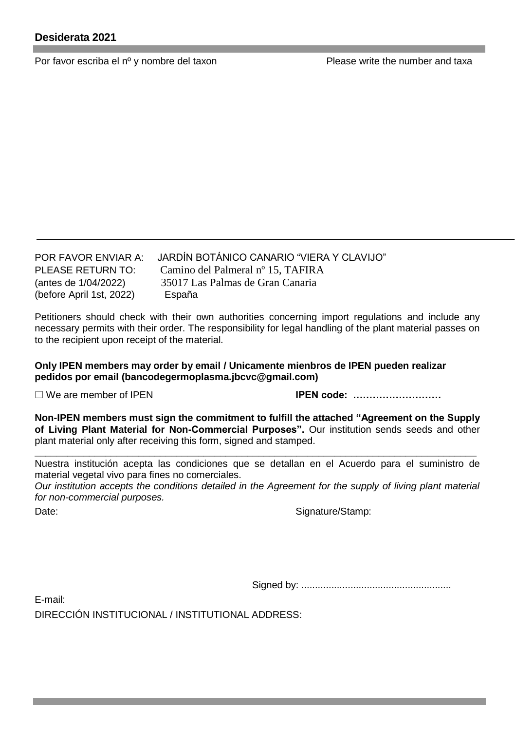**Desiderata 2021**

Por favor escriba el nº y nombre del taxon

Please write the number and taxa

---

POR FAVOR ENVIAR A: JARDÍN BOTÁNICO CANARIO "VIERA Y CLAVIJO"
PLEASE RETURN TO: Camino del Palmeral nº 15, TAFIRA
(antes de 1/04/2022) 35017 Las Palmas de Gran Canaria
(before April 1st, 2022) España

Petitioners should check with their own authorities concerning import regulations and include any necessary permits with their order. The responsibility for legal handling of the plant material passes on to the recipient upon receipt of the material.

**Only IPEN members may order by email / Unicamente mienbros de IPEN pueden realizar pedidos por email (bancodegermoplasma.jbcvc@gmail.com)**

☐ We are member of IPEN **IPEN code: ………………………**

**Non-IPEN members must sign the commitment to fulfill the attached "Agreement on the Supply of Living Plant Material for Non-Commercial Purposes".** Our institution sends seeds and other plant material only after receiving this form, signed and stamped.

---

Nuestra institución acepta las condiciones que se detallan en el Acuerdo para el suministro de material vegetal vivo para fines no comerciales.

*Our institution accepts the conditions detailed in the Agreement for the supply of living plant material for non-commercial purposes.*

Date: Signature/Stamp:

Signed by: .......................................................

E-mail:

DIRECCIÓN INSTITUCIONAL / INSTITUTIONAL ADDRESS: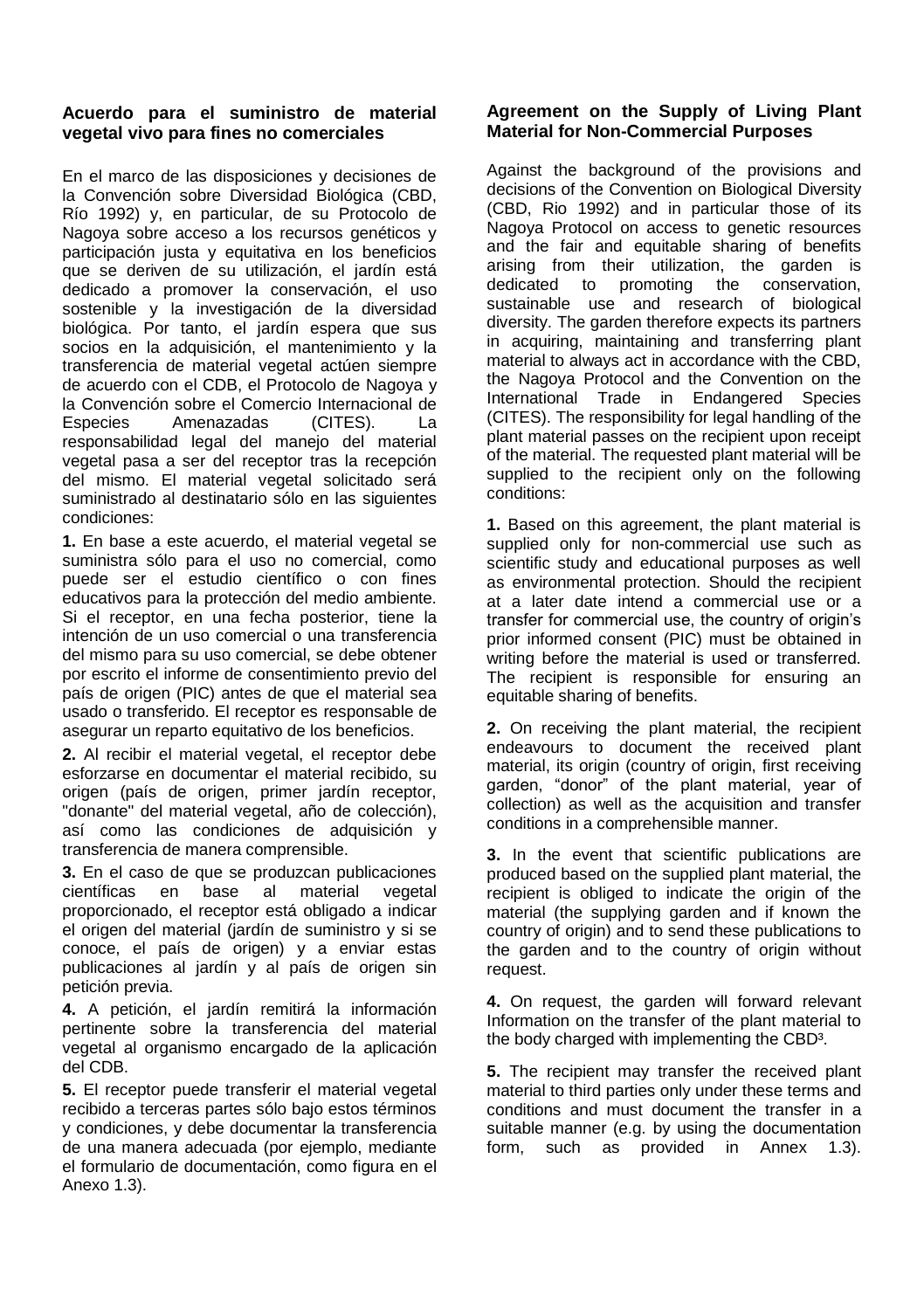**Acuerdo para el suministro de material vegetal vivo para fines no comerciales**

En el marco de las disposiciones y decisiones de la Convención sobre Diversidad Biológica (CBD, Río 1992) y, en particular, de su Protocolo de Nagoya sobre acceso a los recursos genéticos y participación justa y equitativa en los beneficios que se deriven de su utilización, el jardín está dedicado a promover la conservación, el uso sostenible y la investigación de la diversidad biológica. Por tanto, el jardín espera que sus socios en la adquisición, el mantenimiento y la transferencia de material vegetal actúen siempre de acuerdo con el CDB, el Protocolo de Nagoya y la Convención sobre el Comercio Internacional de Especies Amenazadas (CITES). La responsabilidad legal del manejo del material vegetal pasa a ser del receptor tras la recepción del mismo. El material vegetal solicitado será suministrado al destinatario sólo en las siguientes condiciones:

**1.** En base a este acuerdo, el material vegetal se suministra sólo para el uso no comercial, como puede ser el estudio científico o con fines educativos para la protección del medio ambiente. Si el receptor, en una fecha posterior, tiene la intención de un uso comercial o una transferencia del mismo para su uso comercial, se debe obtener por escrito el informe de consentimiento previo del país de origen (PIC) antes de que el material sea usado o transferido. El receptor es responsable de asegurar un reparto equitativo de los beneficios.

**2.** Al recibir el material vegetal, el receptor debe esforzarse en documentar el material recibido, su origen (país de origen, primer jardín receptor, "donante" del material vegetal, año de colección), así como las condiciones de adquisición y transferencia de manera comprensible.

**3.** En el caso de que se produzcan publicaciones científicas en base al material vegetal proporcionado, el receptor está obligado a indicar el origen del material (jardín de suministro y si se conoce, el país de origen) y a enviar estas publicaciones al jardín y al país de origen sin petición previa.

**4.** A petición, el jardín remitirá la información pertinente sobre la transferencia del material vegetal al organismo encargado de la aplicación del CDB.

**5.** El receptor puede transferir el material vegetal recibido a terceras partes sólo bajo estos términos y condiciones, y debe documentar la transferencia de una manera adecuada (por ejemplo, mediante el formulario de documentación, como figura en el Anexo 1.3).

**Agreement on the Supply of Living Plant Material for Non-Commercial Purposes**

Against the background of the provisions and decisions of the Convention on Biological Diversity (CBD, Rio 1992) and in particular those of its Nagoya Protocol on access to genetic resources and the fair and equitable sharing of benefits arising from their utilization, the garden is dedicated to promoting the conservation, sustainable use and research of biological diversity. The garden therefore expects its partners in acquiring, maintaining and transferring plant material to always act in accordance with the CBD, the Nagoya Protocol and the Convention on the International Trade in Endangered Species (CITES). The responsibility for legal handling of the plant material passes on the recipient upon receipt of the material. The requested plant material will be supplied to the recipient only on the following conditions:

**1.** Based on this agreement, the plant material is supplied only for non-commercial use such as scientific study and educational purposes as well as environmental protection. Should the recipient at a later date intend a commercial use or a transfer for commercial use, the country of origin's prior informed consent (PIC) must be obtained in writing before the material is used or transferred. The recipient is responsible for ensuring an equitable sharing of benefits.

**2.** On receiving the plant material, the recipient endeavours to document the received plant material, its origin (country of origin, first receiving garden, "donor" of the plant material, year of collection) as well as the acquisition and transfer conditions in a comprehensible manner.

**3.** In the event that scientific publications are produced based on the supplied plant material, the recipient is obliged to indicate the origin of the material (the supplying garden and if known the country of origin) and to send these publications to the garden and to the country of origin without request.

**4.** On request, the garden will forward relevant Information on the transfer of the plant material to the body charged with implementing the CBD[3].

**5.** The recipient may transfer the received plant material to third parties only under these terms and conditions and must document the transfer in a suitable manner (e.g. by using the documentation form, such as provided in Annex 1.3).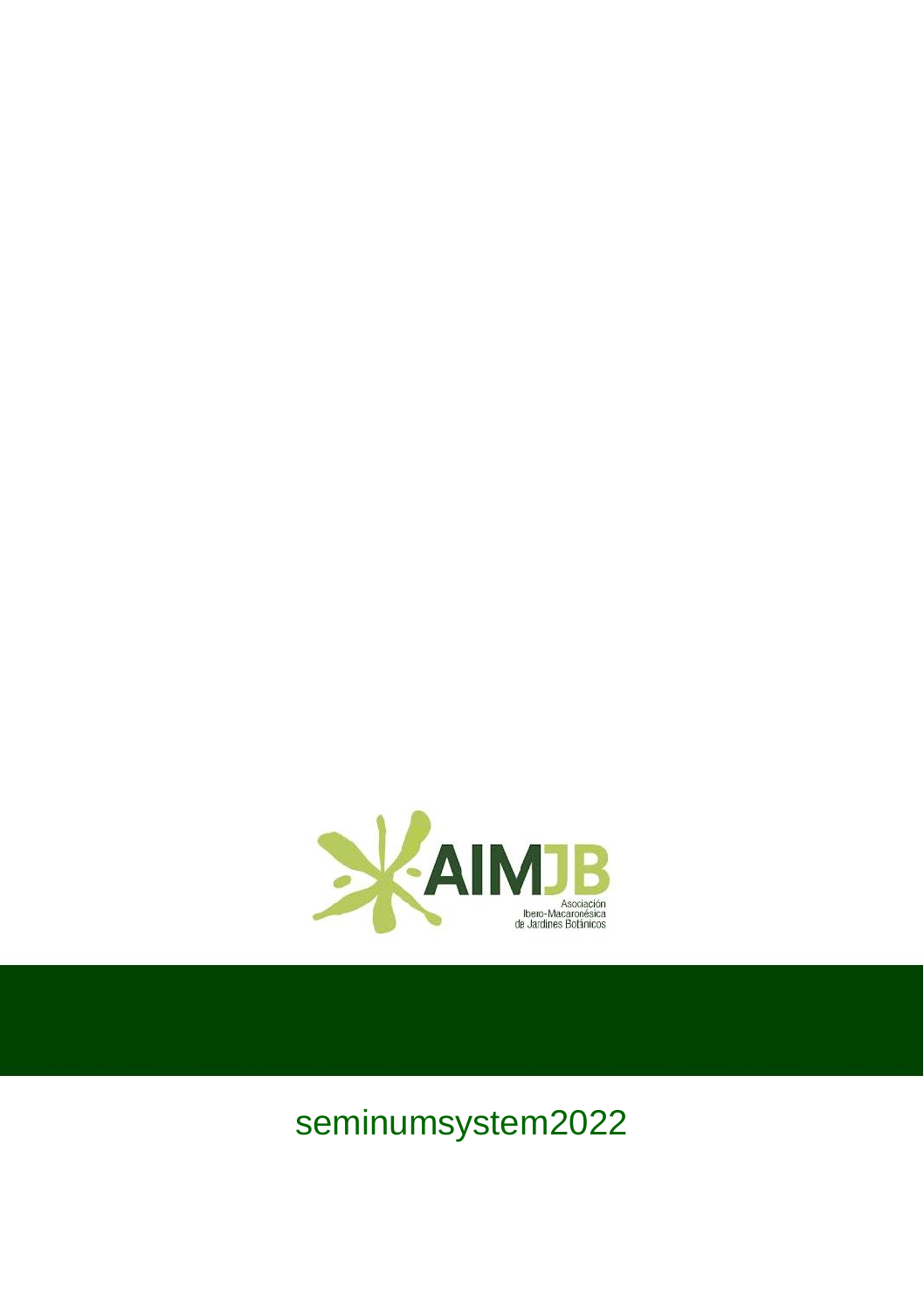AIMJB

Asociación Ibero-Macaronésica de Jardines Botánicos

seminumsystem2022